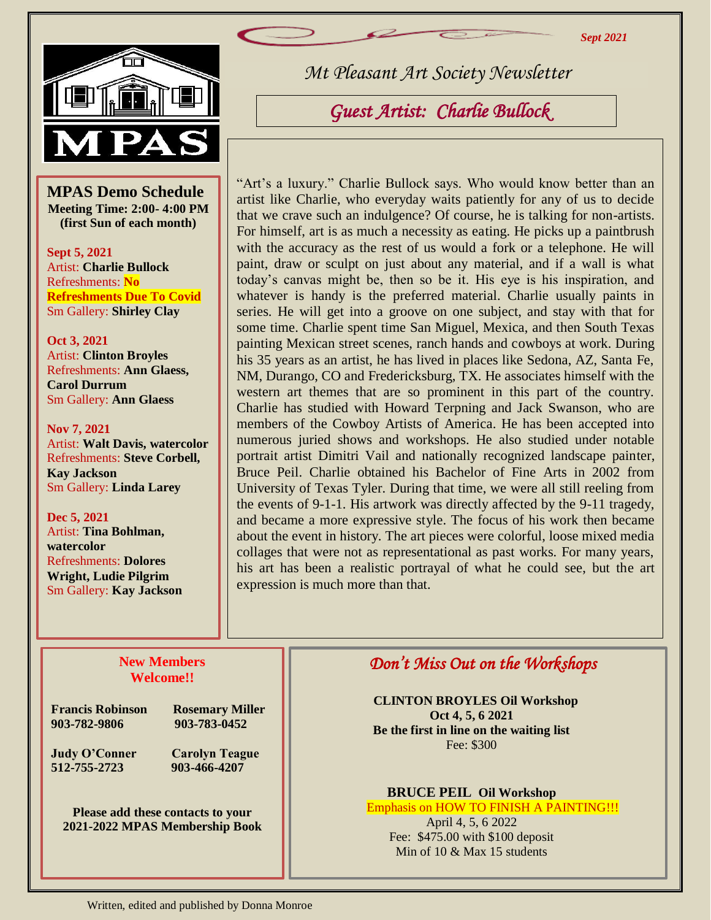Sept 2021

MPAS

# Mt Pleasant Art Society Newsletter

## Guest Artist: Charlie Bullock

"Art's a luxury." Charlie Bullock says. Who would know better than an artist like Charlie, who everyday waits patiently for any of us to decide that we crave such an indulgence? Of course, he is talking for non-artists. For himself, art is as much a necessity as eating. He picks up a paintbrush with the accuracy as the rest of us would a fork or a telephone. He will paint, draw or sculpt on just about any material, and if a wall is what today's canvas might be, then so be it. His eye is his inspiration, and whatever is handy is the preferred material. Charlie usually paints in series. He will get into a groove on one subject, and stay with that for some time. Charlie spent time San Miguel, Mexica, and then South Texas painting Mexican street scenes, ranch hands and cowboys at work. During his 35 years as an artist, he has lived in places like Sedona, AZ, Santa Fe, NM, Durango, CO and Fredericksburg, TX. He associates himself with the western art themes that are so prominent in this part of the country. Charlie has studied with Howard Terpning and Jack Swanson, who are members of the Cowboy Artists of America. He has been accepted into numerous juried shows and workshops. He also studied under notable portrait artist Dimitri Vail and nationally recognized landscape painter, Bruce Peil. Charlie obtained his Bachelor of Fine Arts in 2002 from University of Texas Tyler. During that time, we were all still reeling from the events of 9-1-1. His artwork was directly affected by the 9-11 tragedy, and became a more expressive style. The focus of his work then became about the event in history. The art pieces were colorful, loose mixed media collages that were not as representational as past works. For many years, his art has been a realistic portrayal of what he could see, but the art expression is much more than that.

### MPAS Demo Schedule

**Meeting Time: 2:00- 4:00 PM**
**(first Sun of each month)**

**Sept 5, 2021**
Artist: **Charlie Bullock**
Refreshments: **No Refreshments Due To Covid**
Sm Gallery: **Shirley Clay**

**Oct 3, 2021**
Artist: **Clinton Broyles**
Refreshments: **Ann Glaess, Carol Durrum**
Sm Gallery: **Ann Glaess**

**Nov 7, 2021**
Artist: **Walt Davis, watercolor**
Refreshments: **Steve Corbell, Kay Jackson**
Sm Gallery: **Linda Larey**

**Dec 5, 2021**
Artist: **Tina Bohlman, watercolor**
Refreshments: **Dolores Wright, Ludie Pilgrim**
Sm Gallery: **Kay Jackson**

### New Members Welcome!!

**Francis Robinson**
**903-782-9806**

**Rosemary Miller**
**903-783-0452**

**Judy O'Conner**
**512-755-2723**

**Carolyn Teague**
**903-466-4207**

**Please add these contacts to your 2021-2022 MPAS Membership Book**

### Don't Miss Out on the Workshops

**CLINTON BROYLES Oil Workshop**
**Oct 4, 5, 6 2021**
**Be the first in line on the waiting list**
Fee: $300

**BRUCE PEIL Oil Workshop**
Emphasis on HOW TO FINISH A PAINTING!!!
April 4, 5, 6 2022
Fee: $475.00 with $100 deposit
Min of 10 & Max 15 students

Written, edited and published by Donna Monroe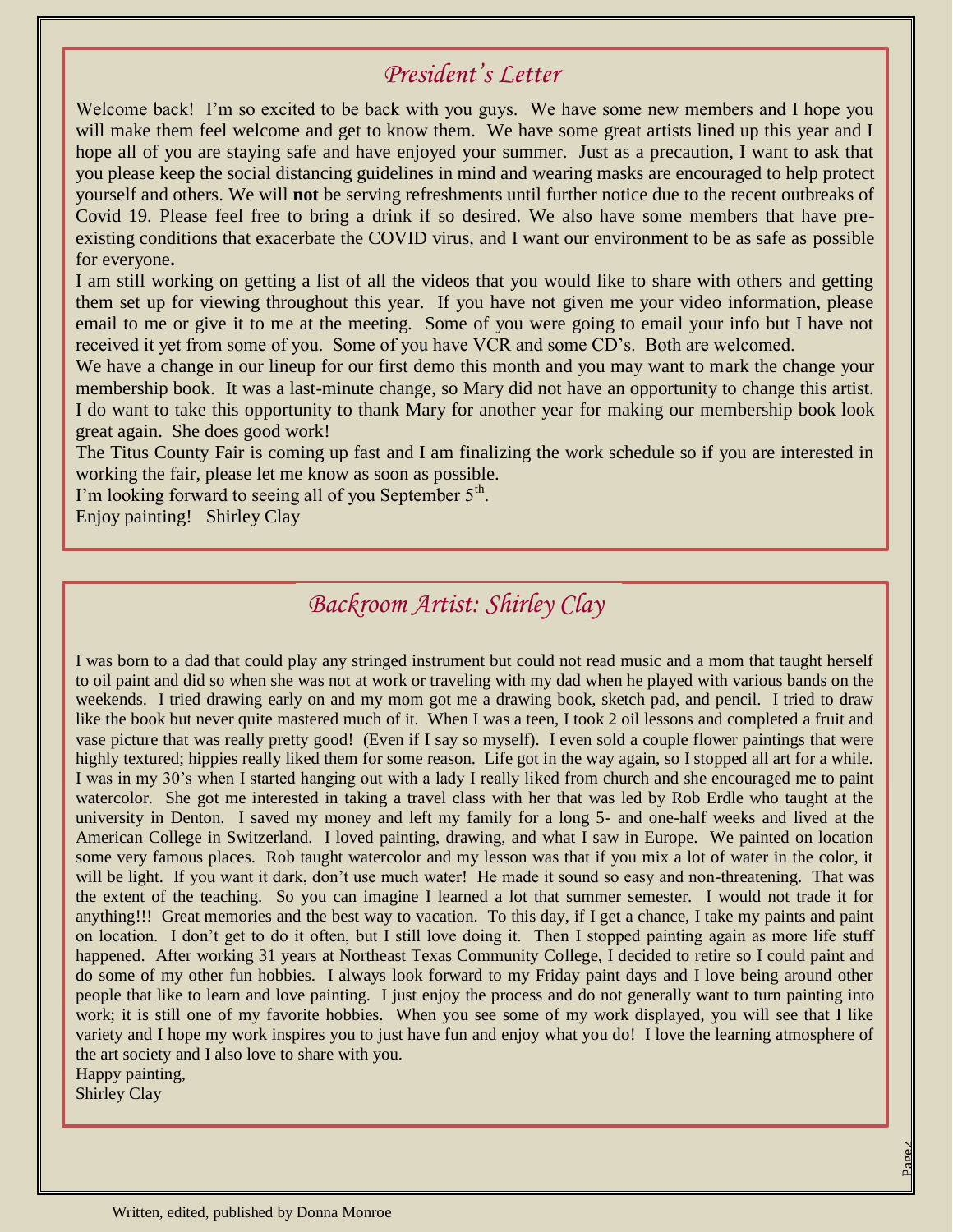## President's Letter

Welcome back! I'm so excited to be back with you guys. We have some new members and I hope you will make them feel welcome and get to know them. We have some great artists lined up this year and I hope all of you are staying safe and have enjoyed your summer. Just as a precaution, I want to ask that you please keep the social distancing guidelines in mind and wearing masks are encouraged to help protect yourself and others. We will **not** be serving refreshments until further notice due to the recent outbreaks of Covid 19. Please feel free to bring a drink if so desired. We also have some members that have pre-existing conditions that exacerbate the COVID virus, and I want our environment to be as safe as possible for everyone.

I am still working on getting a list of all the videos that you would like to share with others and getting them set up for viewing throughout this year. If you have not given me your video information, please email to me or give it to me at the meeting. Some of you were going to email your info but I have not received it yet from some of you. Some of you have VCR and some CD's. Both are welcomed.

We have a change in our lineup for our first demo this month and you may want to mark the change your membership book. It was a last-minute change, so Mary did not have an opportunity to change this artist. I do want to take this opportunity to thank Mary for another year for making our membership book look great again. She does good work!

The Titus County Fair is coming up fast and I am finalizing the work schedule so if you are interested in working the fair, please let me know as soon as possible.

I'm looking forward to seeing all of you September 5th.

Enjoy painting! Shirley Clay

## Backroom Artist: Shirley Clay

I was born to a dad that could play any stringed instrument but could not read music and a mom that taught herself to oil paint and did so when she was not at work or traveling with my dad when he played with various bands on the weekends. I tried drawing early on and my mom got me a drawing book, sketch pad, and pencil. I tried to draw like the book but never quite mastered much of it. When I was a teen, I took 2 oil lessons and completed a fruit and vase picture that was really pretty good! (Even if I say so myself). I even sold a couple flower paintings that were highly textured; hippies really liked them for some reason. Life got in the way again, so I stopped all art for a while. I was in my 30's when I started hanging out with a lady I really liked from church and she encouraged me to paint watercolor. She got me interested in taking a travel class with her that was led by Rob Erdle who taught at the university in Denton. I saved my money and left my family for a long 5- and one-half weeks and lived at the American College in Switzerland. I loved painting, drawing, and what I saw in Europe. We painted on location some very famous places. Rob taught watercolor and my lesson was that if you mix a lot of water in the color, it will be light. If you want it dark, don't use much water! He made it sound so easy and non-threatening. That was the extent of the teaching. So you can imagine I learned a lot that summer semester. I would not trade it for anything!!! Great memories and the best way to vacation. To this day, if I get a chance, I take my paints and paint on location. I don't get to do it often, but I still love doing it. Then I stopped painting again as more life stuff happened. After working 31 years at Northeast Texas Community College, I decided to retire so I could paint and do some of my other fun hobbies. I always look forward to my Friday paint days and I love being around other people that like to learn and love painting. I just enjoy the process and do not generally want to turn painting into work; it is still one of my favorite hobbies. When you see some of my work displayed, you will see that I like variety and I hope my work inspires you to just have fun and enjoy what you do! I love the learning atmosphere of the art society and I also love to share with you.

Happy painting,

Shirley Clay

Written, edited, published by Donna Monroe